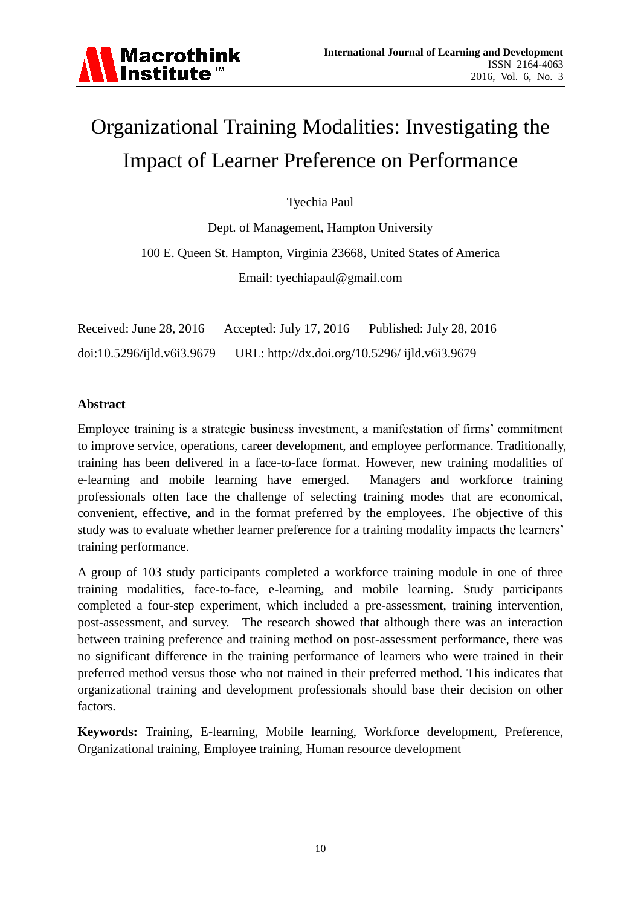# Organizational Training Modalities: Investigating the Impact of Learner Preference on Performance

Tyechia Paul

Dept. of Management, Hampton University

100 E. Queen St. Hampton, Virginia 23668, United States of America

Email: tyechiapaul@gmail.com

Received: June 28, 2016 Accepted: July 17, 2016 Published: July 28, 2016

doi:10.5296/ijld.v6i3.9679 URL: http://dx.doi.org/10.5296/ ijld.v6i3.9679

## Abstract

Employee training is a strategic business investment, a manifestation of firms' commitment to improve service, operations, career development, and employee performance. Traditionally, training has been delivered in a face-to-face format. However, new training modalities of e-learning and mobile learning have emerged. Managers and workforce training professionals often face the challenge of selecting training modes that are economical, convenient, effective, and in the format preferred by the employees. The objective of this study was to evaluate whether learner preference for a training modality impacts the learners' training performance.

A group of 103 study participants completed a workforce training module in one of three training modalities, face-to-face, e-learning, and mobile learning. Study participants completed a four-step experiment, which included a pre-assessment, training intervention, post-assessment, and survey. The research showed that although there was an interaction between training preference and training method on post-assessment performance, there was no significant difference in the training performance of learners who were trained in their preferred method versus those who not trained in their preferred method. This indicates that organizational training and development professionals should base their decision on other factors.

**Keywords:** Training, E-learning, Mobile learning, Workforce development, Preference, Organizational training, Employee training, Human resource development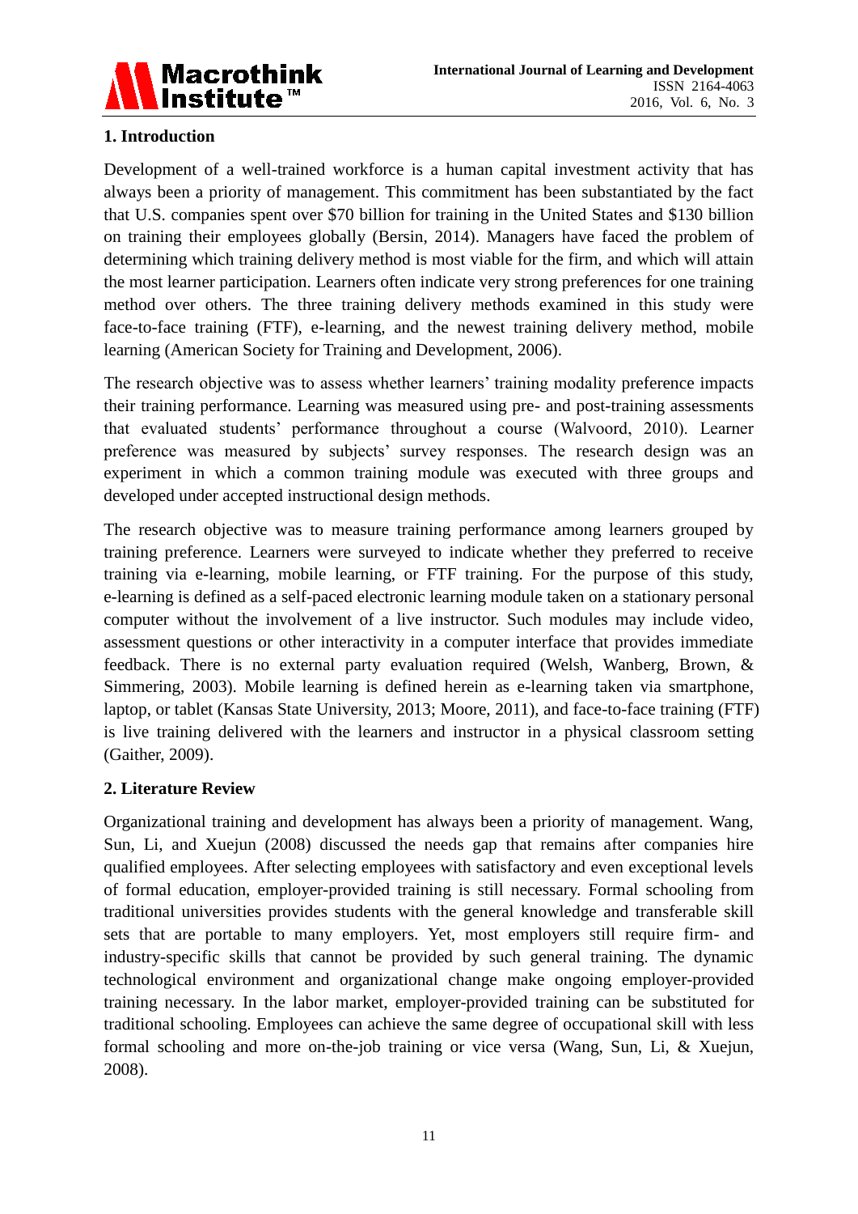## 1. Introduction

Development of a well-trained workforce is a human capital investment activity that has always been a priority of management. This commitment has been substantiated by the fact that U.S. companies spent over $70 billion for training in the United States and $130 billion on training their employees globally (Bersin, 2014). Managers have faced the problem of determining which training delivery method is most viable for the firm, and which will attain the most learner participation. Learners often indicate very strong preferences for one training method over others. The three training delivery methods examined in this study were face-to-face training (FTF), e-learning, and the newest training delivery method, mobile learning (American Society for Training and Development, 2006).

The research objective was to assess whether learners' training modality preference impacts their training performance. Learning was measured using pre- and post-training assessments that evaluated students' performance throughout a course (Walvoord, 2010). Learner preference was measured by subjects' survey responses. The research design was an experiment in which a common training module was executed with three groups and developed under accepted instructional design methods.

The research objective was to measure training performance among learners grouped by training preference. Learners were surveyed to indicate whether they preferred to receive training via e-learning, mobile learning, or FTF training. For the purpose of this study, e-learning is defined as a self-paced electronic learning module taken on a stationary personal computer without the involvement of a live instructor. Such modules may include video, assessment questions or other interactivity in a computer interface that provides immediate feedback. There is no external party evaluation required (Welsh, Wanberg, Brown, & Simmering, 2003). Mobile learning is defined herein as e-learning taken via smartphone, laptop, or tablet (Kansas State University, 2013; Moore, 2011), and face-to-face training (FTF) is live training delivered with the learners and instructor in a physical classroom setting (Gaither, 2009).

## 2. Literature Review

Organizational training and development has always been a priority of management. Wang, Sun, Li, and Xuejun (2008) discussed the needs gap that remains after companies hire qualified employees. After selecting employees with satisfactory and even exceptional levels of formal education, employer-provided training is still necessary. Formal schooling from traditional universities provides students with the general knowledge and transferable skill sets that are portable to many employers. Yet, most employers still require firm- and industry-specific skills that cannot be provided by such general training. The dynamic technological environment and organizational change make ongoing employer-provided training necessary. In the labor market, employer-provided training can be substituted for traditional schooling. Employees can achieve the same degree of occupational skill with less formal schooling and more on-the-job training or vice versa (Wang, Sun, Li, & Xuejun, 2008).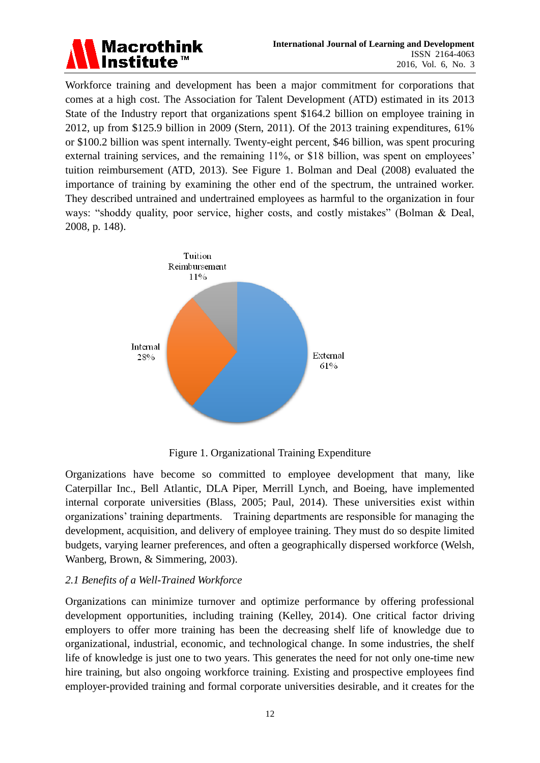Workforce training and development has been a major commitment for corporations that comes at a high cost. The Association for Talent Development (ATD) estimated in its 2013 State of the Industry report that organizations spent $164.2 billion on employee training in 2012, up from $125.9 billion in 2009 (Stern, 2011). Of the 2013 training expenditures, 61% or $100.2 billion was spent internally. Twenty-eight percent, $46 billion, was spent procuring external training services, and the remaining 11%, or $18 billion, was spent on employees' tuition reimbursement (ATD, 2013). See Figure 1. Bolman and Deal (2008) evaluated the importance of training by examining the other end of the spectrum, the untrained worker. They described untrained and undertrained employees as harmful to the organization in four ways: "shoddy quality, poor service, higher costs, and costly mistakes" (Bolman & Deal, 2008, p. 148).

Figure 1. Organizational Training Expenditure

Organizations have become so committed to employee development that many, like Caterpillar Inc., Bell Atlantic, DLA Piper, Merrill Lynch, and Boeing, have implemented internal corporate universities (Blass, 2005; Paul, 2014). These universities exist within organizations' training departments. Training departments are responsible for managing the development, acquisition, and delivery of employee training. They must do so despite limited budgets, varying learner preferences, and often a geographically dispersed workforce (Welsh, Wanberg, Brown, & Simmering, 2003).

### *2.1 Benefits of a Well-Trained Workforce*

Organizations can minimize turnover and optimize performance by offering professional development opportunities, including training (Kelley, 2014). One critical factor driving employers to offer more training has been the decreasing shelf life of knowledge due to organizational, industrial, economic, and technological change. In some industries, the shelf life of knowledge is just one to two years. This generates the need for not only one-time new hire training, but also ongoing workforce training. Existing and prospective employees find employer-provided training and formal corporate universities desirable, and it creates for the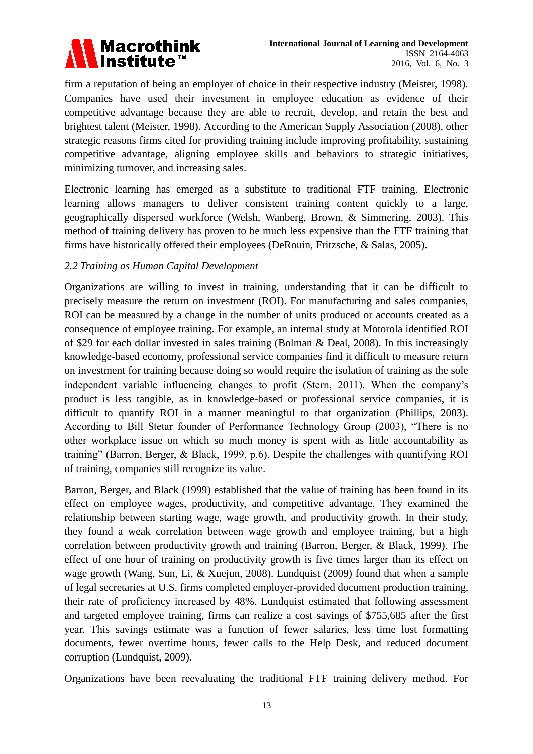firm a reputation of being an employer of choice in their respective industry (Meister, 1998). Companies have used their investment in employee education as evidence of their competitive advantage because they are able to recruit, develop, and retain the best and brightest talent (Meister, 1998). According to the American Supply Association (2008), other strategic reasons firms cited for providing training include improving profitability, sustaining competitive advantage, aligning employee skills and behaviors to strategic initiatives, minimizing turnover, and increasing sales.

Electronic learning has emerged as a substitute to traditional FTF training. Electronic learning allows managers to deliver consistent training content quickly to a large, geographically dispersed workforce (Welsh, Wanberg, Brown, & Simmering, 2003). This method of training delivery has proven to be much less expensive than the FTF training that firms have historically offered their employees (DeRouin, Fritzsche, & Salas, 2005).

### *2.2 Training as Human Capital Development*

Organizations are willing to invest in training, understanding that it can be difficult to precisely measure the return on investment (ROI). For manufacturing and sales companies, ROI can be measured by a change in the number of units produced or accounts created as a consequence of employee training. For example, an internal study at Motorola identified ROI of $29 for each dollar invested in sales training (Bolman & Deal, 2008). In this increasingly knowledge-based economy, professional service companies find it difficult to measure return on investment for training because doing so would require the isolation of training as the sole independent variable influencing changes to profit (Stern, 2011). When the company's product is less tangible, as in knowledge-based or professional service companies, it is difficult to quantify ROI in a manner meaningful to that organization (Phillips, 2003). According to Bill Stetar founder of Performance Technology Group (2003), "There is no other workplace issue on which so much money is spent with as little accountability as training" (Barron, Berger, & Black, 1999, p.6). Despite the challenges with quantifying ROI of training, companies still recognize its value.

Barron, Berger, and Black (1999) established that the value of training has been found in its effect on employee wages, productivity, and competitive advantage. They examined the relationship between starting wage, wage growth, and productivity growth. In their study, they found a weak correlation between wage growth and employee training, but a high correlation between productivity growth and training (Barron, Berger, & Black, 1999). The effect of one hour of training on productivity growth is five times larger than its effect on wage growth (Wang, Sun, Li, & Xuejun, 2008). Lundquist (2009) found that when a sample of legal secretaries at U.S. firms completed employer-provided document production training, their rate of proficiency increased by 48%. Lundquist estimated that following assessment and targeted employee training, firms can realize a cost savings of $755,685 after the first year. This savings estimate was a function of fewer salaries, less time lost formatting documents, fewer overtime hours, fewer calls to the Help Desk, and reduced document corruption (Lundquist, 2009).

Organizations have been reevaluating the traditional FTF training delivery method. For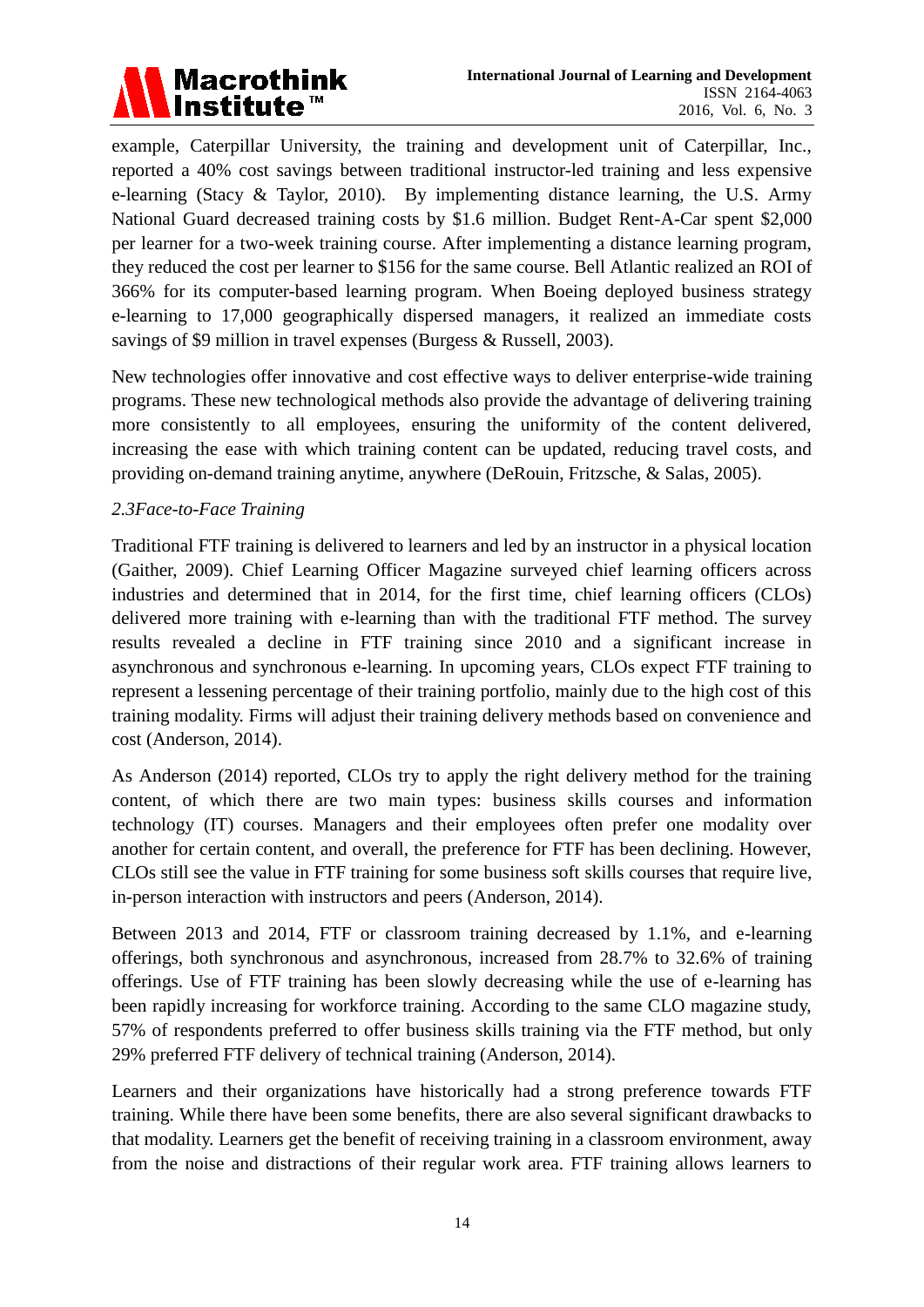example, Caterpillar University, the training and development unit of Caterpillar, Inc., reported a 40% cost savings between traditional instructor-led training and less expensive e-learning (Stacy & Taylor, 2010). By implementing distance learning, the U.S. Army National Guard decreased training costs by $1.6 million. Budget Rent-A-Car spent $2,000 per learner for a two-week training course. After implementing a distance learning program, they reduced the cost per learner to $156 for the same course. Bell Atlantic realized an ROI of 366% for its computer-based learning program. When Boeing deployed business strategy e-learning to 17,000 geographically dispersed managers, it realized an immediate costs savings of $9 million in travel expenses (Burgess & Russell, 2003).

New technologies offer innovative and cost effective ways to deliver enterprise-wide training programs. These new technological methods also provide the advantage of delivering training more consistently to all employees, ensuring the uniformity of the content delivered, increasing the ease with which training content can be updated, reducing travel costs, and providing on-demand training anytime, anywhere (DeRouin, Fritzsche, & Salas, 2005).

### *2.3Face-to-Face Training*

Traditional FTF training is delivered to learners and led by an instructor in a physical location (Gaither, 2009). Chief Learning Officer Magazine surveyed chief learning officers across industries and determined that in 2014, for the first time, chief learning officers (CLOs) delivered more training with e-learning than with the traditional FTF method. The survey results revealed a decline in FTF training since 2010 and a significant increase in asynchronous and synchronous e-learning. In upcoming years, CLOs expect FTF training to represent a lessening percentage of their training portfolio, mainly due to the high cost of this training modality. Firms will adjust their training delivery methods based on convenience and cost (Anderson, 2014).

As Anderson (2014) reported, CLOs try to apply the right delivery method for the training content, of which there are two main types: business skills courses and information technology (IT) courses. Managers and their employees often prefer one modality over another for certain content, and overall, the preference for FTF has been declining. However, CLOs still see the value in FTF training for some business soft skills courses that require live, in-person interaction with instructors and peers (Anderson, 2014).

Between 2013 and 2014, FTF or classroom training decreased by 1.1%, and e-learning offerings, both synchronous and asynchronous, increased from 28.7% to 32.6% of training offerings. Use of FTF training has been slowly decreasing while the use of e-learning has been rapidly increasing for workforce training. According to the same CLO magazine study, 57% of respondents preferred to offer business skills training via the FTF method, but only 29% preferred FTF delivery of technical training (Anderson, 2014).

Learners and their organizations have historically had a strong preference towards FTF training. While there have been some benefits, there are also several significant drawbacks to that modality. Learners get the benefit of receiving training in a classroom environment, away from the noise and distractions of their regular work area. FTF training allows learners to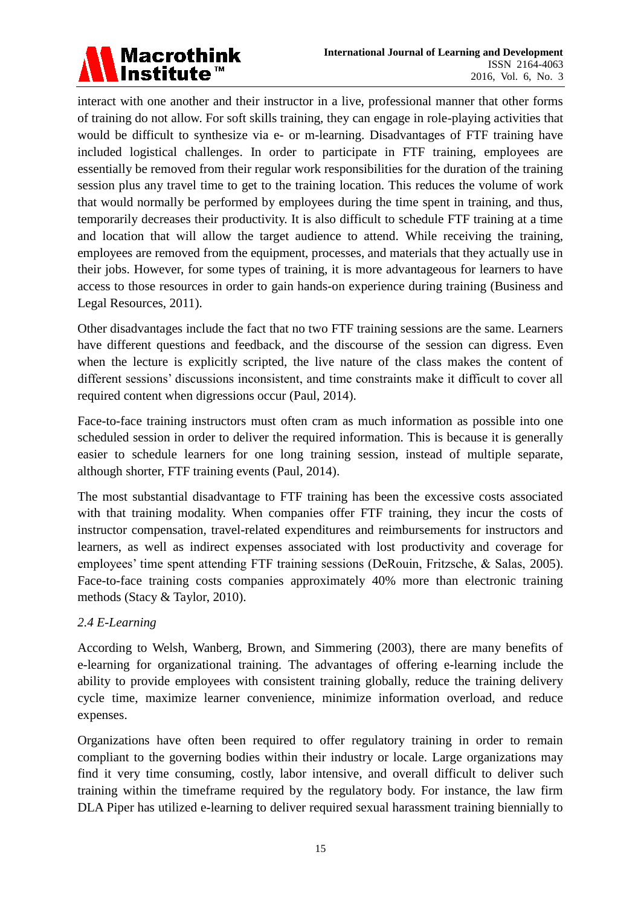interact with one another and their instructor in a live, professional manner that other forms of training do not allow. For soft skills training, they can engage in role-playing activities that would be difficult to synthesize via e- or m-learning. Disadvantages of FTF training have included logistical challenges. In order to participate in FTF training, employees are essentially be removed from their regular work responsibilities for the duration of the training session plus any travel time to get to the training location. This reduces the volume of work that would normally be performed by employees during the time spent in training, and thus, temporarily decreases their productivity. It is also difficult to schedule FTF training at a time and location that will allow the target audience to attend. While receiving the training, employees are removed from the equipment, processes, and materials that they actually use in their jobs. However, for some types of training, it is more advantageous for learners to have access to those resources in order to gain hands-on experience during training (Business and Legal Resources, 2011).

Other disadvantages include the fact that no two FTF training sessions are the same. Learners have different questions and feedback, and the discourse of the session can digress. Even when the lecture is explicitly scripted, the live nature of the class makes the content of different sessions' discussions inconsistent, and time constraints make it difficult to cover all required content when digressions occur (Paul, 2014).

Face-to-face training instructors must often cram as much information as possible into one scheduled session in order to deliver the required information. This is because it is generally easier to schedule learners for one long training session, instead of multiple separate, although shorter, FTF training events (Paul, 2014).

The most substantial disadvantage to FTF training has been the excessive costs associated with that training modality. When companies offer FTF training, they incur the costs of instructor compensation, travel-related expenditures and reimbursements for instructors and learners, as well as indirect expenses associated with lost productivity and coverage for employees' time spent attending FTF training sessions (DeRouin, Fritzsche, & Salas, 2005). Face-to-face training costs companies approximately 40% more than electronic training methods (Stacy & Taylor, 2010).

### *2.4 E-Learning*

According to Welsh, Wanberg, Brown, and Simmering (2003), there are many benefits of e-learning for organizational training. The advantages of offering e-learning include the ability to provide employees with consistent training globally, reduce the training delivery cycle time, maximize learner convenience, minimize information overload, and reduce expenses.

Organizations have often been required to offer regulatory training in order to remain compliant to the governing bodies within their industry or locale. Large organizations may find it very time consuming, costly, labor intensive, and overall difficult to deliver such training within the timeframe required by the regulatory body. For instance, the law firm DLA Piper has utilized e-learning to deliver required sexual harassment training biennially to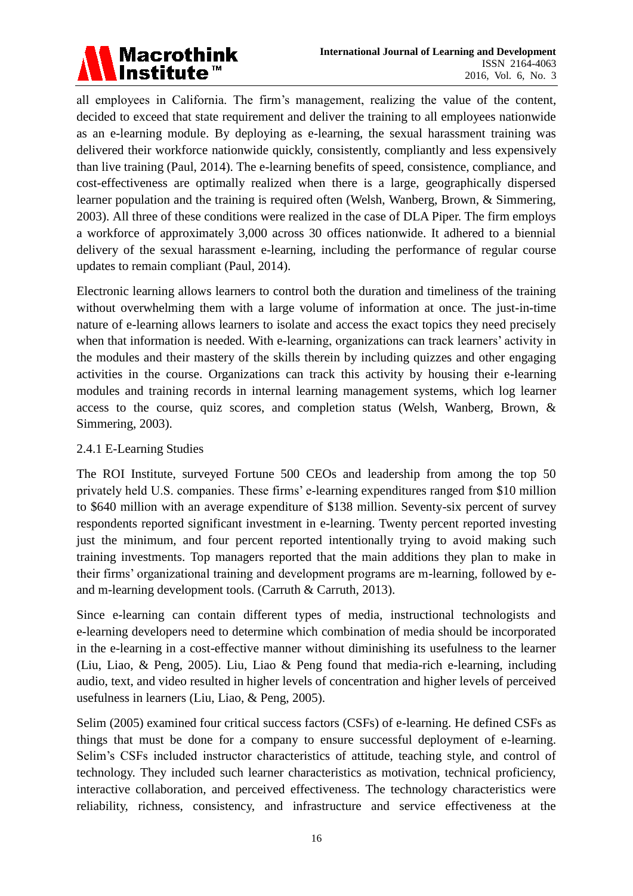all employees in California. The firm's management, realizing the value of the content, decided to exceed that state requirement and deliver the training to all employees nationwide as an e-learning module. By deploying as e-learning, the sexual harassment training was delivered their workforce nationwide quickly, consistently, compliantly and less expensively than live training (Paul, 2014). The e-learning benefits of speed, consistence, compliance, and cost-effectiveness are optimally realized when there is a large, geographically dispersed learner population and the training is required often (Welsh, Wanberg, Brown, & Simmering, 2003). All three of these conditions were realized in the case of DLA Piper. The firm employs a workforce of approximately 3,000 across 30 offices nationwide. It adhered to a biennial delivery of the sexual harassment e-learning, including the performance of regular course updates to remain compliant (Paul, 2014).

Electronic learning allows learners to control both the duration and timeliness of the training without overwhelming them with a large volume of information at once. The just-in-time nature of e-learning allows learners to isolate and access the exact topics they need precisely when that information is needed. With e-learning, organizations can track learners' activity in the modules and their mastery of the skills therein by including quizzes and other engaging activities in the course. Organizations can track this activity by housing their e-learning modules and training records in internal learning management systems, which log learner access to the course, quiz scores, and completion status (Welsh, Wanberg, Brown, & Simmering, 2003).

### 2.4.1 E-Learning Studies

The ROI Institute, surveyed Fortune 500 CEOs and leadership from among the top 50 privately held U.S. companies. These firms' e-learning expenditures ranged from $10 million to $640 million with an average expenditure of $138 million. Seventy-six percent of survey respondents reported significant investment in e-learning. Twenty percent reported investing just the minimum, and four percent reported intentionally trying to avoid making such training investments. Top managers reported that the main additions they plan to make in their firms' organizational training and development programs are m-learning, followed by e- and m-learning development tools. (Carruth & Carruth, 2013).

Since e-learning can contain different types of media, instructional technologists and e-learning developers need to determine which combination of media should be incorporated in the e-learning in a cost-effective manner without diminishing its usefulness to the learner (Liu, Liao, & Peng, 2005). Liu, Liao & Peng found that media-rich e-learning, including audio, text, and video resulted in higher levels of concentration and higher levels of perceived usefulness in learners (Liu, Liao, & Peng, 2005).

Selim (2005) examined four critical success factors (CSFs) of e-learning. He defined CSFs as things that must be done for a company to ensure successful deployment of e-learning. Selim's CSFs included instructor characteristics of attitude, teaching style, and control of technology. They included such learner characteristics as motivation, technical proficiency, interactive collaboration, and perceived effectiveness. The technology characteristics were reliability, richness, consistency, and infrastructure and service effectiveness at the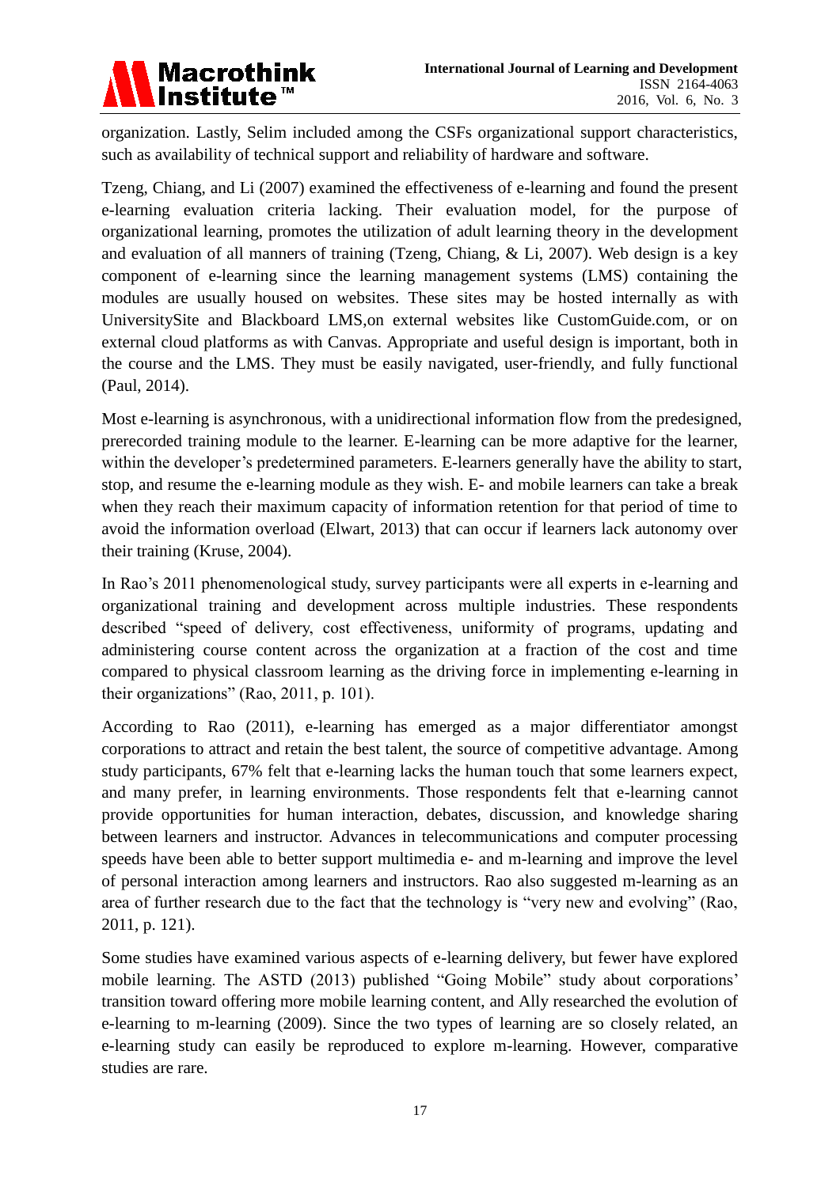organization. Lastly, Selim included among the CSFs organizational support characteristics, such as availability of technical support and reliability of hardware and software.

Tzeng, Chiang, and Li (2007) examined the effectiveness of e-learning and found the present e-learning evaluation criteria lacking. Their evaluation model, for the purpose of organizational learning, promotes the utilization of adult learning theory in the development and evaluation of all manners of training (Tzeng, Chiang, & Li, 2007). Web design is a key component of e-learning since the learning management systems (LMS) containing the modules are usually housed on websites. These sites may be hosted internally as with UniversitySite and Blackboard LMS,on external websites like CustomGuide.com, or on external cloud platforms as with Canvas. Appropriate and useful design is important, both in the course and the LMS. They must be easily navigated, user-friendly, and fully functional (Paul, 2014).

Most e-learning is asynchronous, with a unidirectional information flow from the predesigned, prerecorded training module to the learner. E-learning can be more adaptive for the learner, within the developer's predetermined parameters. E-learners generally have the ability to start, stop, and resume the e-learning module as they wish. E- and mobile learners can take a break when they reach their maximum capacity of information retention for that period of time to avoid the information overload (Elwart, 2013) that can occur if learners lack autonomy over their training (Kruse, 2004).

In Rao's 2011 phenomenological study, survey participants were all experts in e-learning and organizational training and development across multiple industries. These respondents described "speed of delivery, cost effectiveness, uniformity of programs, updating and administering course content across the organization at a fraction of the cost and time compared to physical classroom learning as the driving force in implementing e-learning in their organizations" (Rao, 2011, p. 101).

According to Rao (2011), e-learning has emerged as a major differentiator amongst corporations to attract and retain the best talent, the source of competitive advantage. Among study participants, 67% felt that e-learning lacks the human touch that some learners expect, and many prefer, in learning environments. Those respondents felt that e-learning cannot provide opportunities for human interaction, debates, discussion, and knowledge sharing between learners and instructor. Advances in telecommunications and computer processing speeds have been able to better support multimedia e- and m-learning and improve the level of personal interaction among learners and instructors. Rao also suggested m-learning as an area of further research due to the fact that the technology is "very new and evolving" (Rao, 2011, p. 121).

Some studies have examined various aspects of e-learning delivery, but fewer have explored mobile learning. The ASTD (2013) published "Going Mobile" study about corporations' transition toward offering more mobile learning content, and Ally researched the evolution of e-learning to m-learning (2009). Since the two types of learning are so closely related, an e-learning study can easily be reproduced to explore m-learning. However, comparative studies are rare.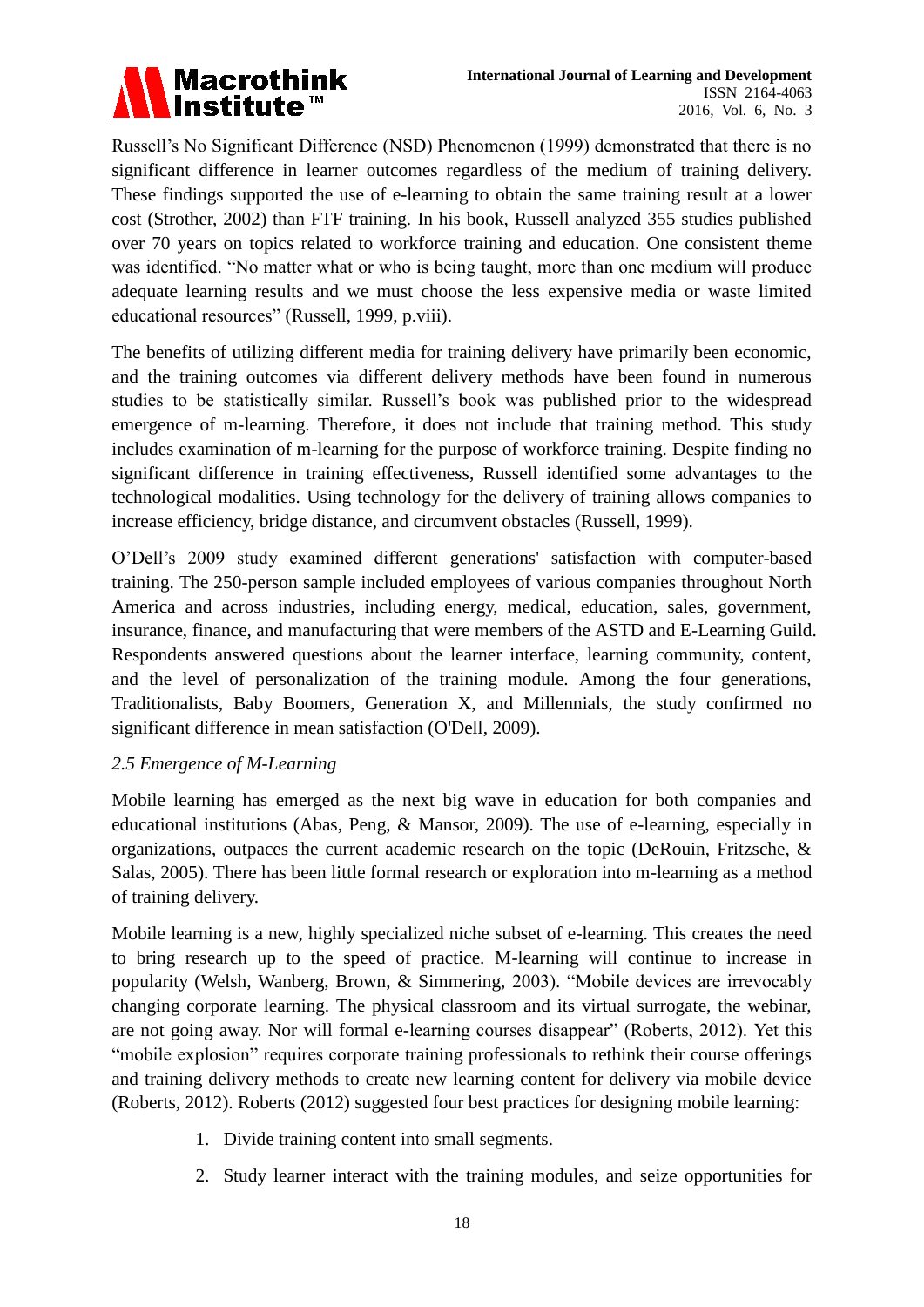Russell's No Significant Difference (NSD) Phenomenon (1999) demonstrated that there is no significant difference in learner outcomes regardless of the medium of training delivery. These findings supported the use of e-learning to obtain the same training result at a lower cost (Strother, 2002) than FTF training. In his book, Russell analyzed 355 studies published over 70 years on topics related to workforce training and education. One consistent theme was identified. "No matter what or who is being taught, more than one medium will produce adequate learning results and we must choose the less expensive media or waste limited educational resources" (Russell, 1999, p.viii).

The benefits of utilizing different media for training delivery have primarily been economic, and the training outcomes via different delivery methods have been found in numerous studies to be statistically similar. Russell's book was published prior to the widespread emergence of m-learning. Therefore, it does not include that training method. This study includes examination of m-learning for the purpose of workforce training. Despite finding no significant difference in training effectiveness, Russell identified some advantages to the technological modalities. Using technology for the delivery of training allows companies to increase efficiency, bridge distance, and circumvent obstacles (Russell, 1999).

O'Dell's 2009 study examined different generations' satisfaction with computer-based training. The 250-person sample included employees of various companies throughout North America and across industries, including energy, medical, education, sales, government, insurance, finance, and manufacturing that were members of the ASTD and E-Learning Guild. Respondents answered questions about the learner interface, learning community, content, and the level of personalization of the training module. Among the four generations, Traditionalists, Baby Boomers, Generation X, and Millennials, the study confirmed no significant difference in mean satisfaction (O'Dell, 2009).

### *2.5 Emergence of M-Learning*

Mobile learning has emerged as the next big wave in education for both companies and educational institutions (Abas, Peng, & Mansor, 2009). The use of e-learning, especially in organizations, outpaces the current academic research on the topic (DeRouin, Fritzsche, & Salas, 2005). There has been little formal research or exploration into m-learning as a method of training delivery.

Mobile learning is a new, highly specialized niche subset of e-learning. This creates the need to bring research up to the speed of practice. M-learning will continue to increase in popularity (Welsh, Wanberg, Brown, & Simmering, 2003). "Mobile devices are irrevocably changing corporate learning. The physical classroom and its virtual surrogate, the webinar, are not going away. Nor will formal e-learning courses disappear" (Roberts, 2012). Yet this "mobile explosion" requires corporate training professionals to rethink their course offerings and training delivery methods to create new learning content for delivery via mobile device (Roberts, 2012). Roberts (2012) suggested four best practices for designing mobile learning:

1. Divide training content into small segments.
2. Study learner interact with the training modules, and seize opportunities for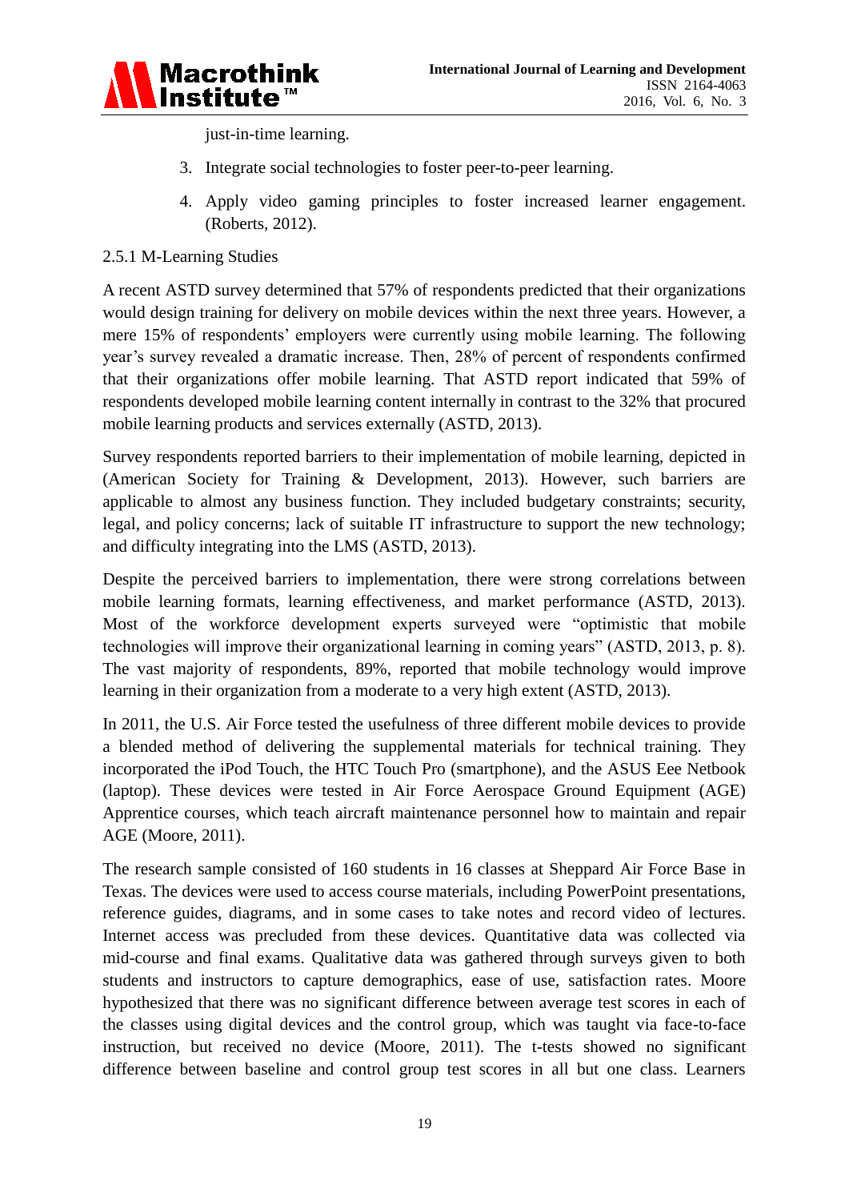just-in-time learning.

3. Integrate social technologies to foster peer-to-peer learning.
4. Apply video gaming principles to foster increased learner engagement. (Roberts, 2012).

### 2.5.1 M-Learning Studies

A recent ASTD survey determined that 57% of respondents predicted that their organizations would design training for delivery on mobile devices within the next three years. However, a mere 15% of respondents' employers were currently using mobile learning. The following year's survey revealed a dramatic increase. Then, 28% of percent of respondents confirmed that their organizations offer mobile learning. That ASTD report indicated that 59% of respondents developed mobile learning content internally in contrast to the 32% that procured mobile learning products and services externally (ASTD, 2013).

Survey respondents reported barriers to their implementation of mobile learning, depicted in (American Society for Training & Development, 2013). However, such barriers are applicable to almost any business function. They included budgetary constraints; security, legal, and policy concerns; lack of suitable IT infrastructure to support the new technology; and difficulty integrating into the LMS (ASTD, 2013).

Despite the perceived barriers to implementation, there were strong correlations between mobile learning formats, learning effectiveness, and market performance (ASTD, 2013). Most of the workforce development experts surveyed were "optimistic that mobile technologies will improve their organizational learning in coming years" (ASTD, 2013, p. 8). The vast majority of respondents, 89%, reported that mobile technology would improve learning in their organization from a moderate to a very high extent (ASTD, 2013).

In 2011, the U.S. Air Force tested the usefulness of three different mobile devices to provide a blended method of delivering the supplemental materials for technical training. They incorporated the iPod Touch, the HTC Touch Pro (smartphone), and the ASUS Eee Netbook (laptop). These devices were tested in Air Force Aerospace Ground Equipment (AGE) Apprentice courses, which teach aircraft maintenance personnel how to maintain and repair AGE (Moore, 2011).

The research sample consisted of 160 students in 16 classes at Sheppard Air Force Base in Texas. The devices were used to access course materials, including PowerPoint presentations, reference guides, diagrams, and in some cases to take notes and record video of lectures. Internet access was precluded from these devices. Quantitative data was collected via mid-course and final exams. Qualitative data was gathered through surveys given to both students and instructors to capture demographics, ease of use, satisfaction rates. Moore hypothesized that there was no significant difference between average test scores in each of the classes using digital devices and the control group, which was taught via face-to-face instruction, but received no device (Moore, 2011). The t-tests showed no significant difference between baseline and control group test scores in all but one class. Learners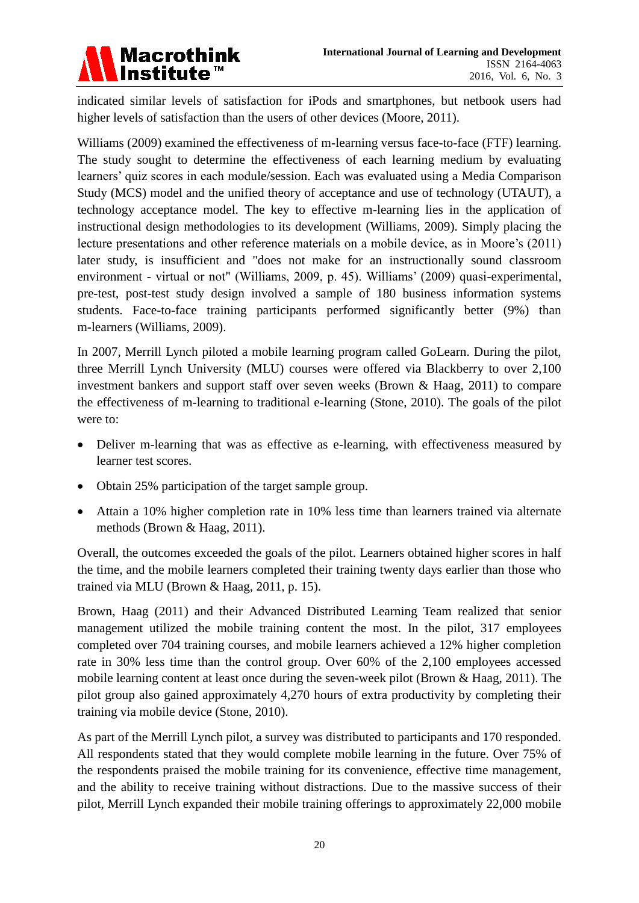indicated similar levels of satisfaction for iPods and smartphones, but netbook users had higher levels of satisfaction than the users of other devices (Moore, 2011).

Williams (2009) examined the effectiveness of m-learning versus face-to-face (FTF) learning. The study sought to determine the effectiveness of each learning medium by evaluating learners' quiz scores in each module/session. Each was evaluated using a Media Comparison Study (MCS) model and the unified theory of acceptance and use of technology (UTAUT), a technology acceptance model. The key to effective m-learning lies in the application of instructional design methodologies to its development (Williams, 2009). Simply placing the lecture presentations and other reference materials on a mobile device, as in Moore's (2011) later study, is insufficient and "does not make for an instructionally sound classroom environment - virtual or not" (Williams, 2009, p. 45). Williams' (2009) quasi-experimental, pre-test, post-test study design involved a sample of 180 business information systems students. Face-to-face training participants performed significantly better (9%) than m-learners (Williams, 2009).

In 2007, Merrill Lynch piloted a mobile learning program called GoLearn. During the pilot, three Merrill Lynch University (MLU) courses were offered via Blackberry to over 2,100 investment bankers and support staff over seven weeks (Brown & Haag, 2011) to compare the effectiveness of m-learning to traditional e-learning (Stone, 2010). The goals of the pilot were to:

- Deliver m-learning that was as effective as e-learning, with effectiveness measured by learner test scores.
- Obtain 25% participation of the target sample group.
- Attain a 10% higher completion rate in 10% less time than learners trained via alternate methods (Brown & Haag, 2011).

Overall, the outcomes exceeded the goals of the pilot. Learners obtained higher scores in half the time, and the mobile learners completed their training twenty days earlier than those who trained via MLU (Brown & Haag, 2011, p. 15).

Brown, Haag (2011) and their Advanced Distributed Learning Team realized that senior management utilized the mobile training content the most. In the pilot, 317 employees completed over 704 training courses, and mobile learners achieved a 12% higher completion rate in 30% less time than the control group. Over 60% of the 2,100 employees accessed mobile learning content at least once during the seven-week pilot (Brown & Haag, 2011). The pilot group also gained approximately 4,270 hours of extra productivity by completing their training via mobile device (Stone, 2010).

As part of the Merrill Lynch pilot, a survey was distributed to participants and 170 responded. All respondents stated that they would complete mobile learning in the future. Over 75% of the respondents praised the mobile training for its convenience, effective time management, and the ability to receive training without distractions. Due to the massive success of their pilot, Merrill Lynch expanded their mobile training offerings to approximately 22,000 mobile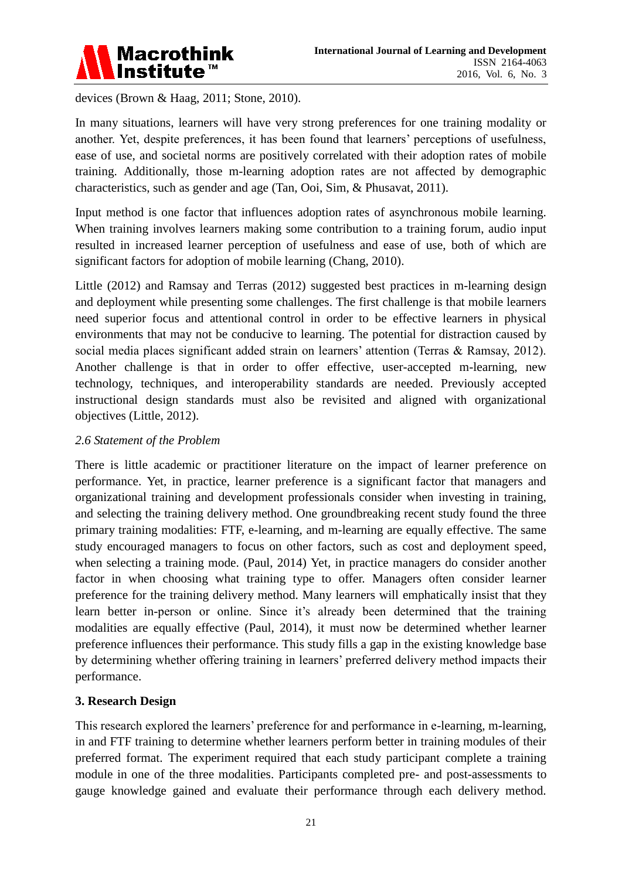devices (Brown & Haag, 2011; Stone, 2010).

In many situations, learners will have very strong preferences for one training modality or another. Yet, despite preferences, it has been found that learners' perceptions of usefulness, ease of use, and societal norms are positively correlated with their adoption rates of mobile training. Additionally, those m-learning adoption rates are not affected by demographic characteristics, such as gender and age (Tan, Ooi, Sim, & Phusavat, 2011).

Input method is one factor that influences adoption rates of asynchronous mobile learning. When training involves learners making some contribution to a training forum, audio input resulted in increased learner perception of usefulness and ease of use, both of which are significant factors for adoption of mobile learning (Chang, 2010).

Little (2012) and Ramsay and Terras (2012) suggested best practices in m-learning design and deployment while presenting some challenges. The first challenge is that mobile learners need superior focus and attentional control in order to be effective learners in physical environments that may not be conducive to learning. The potential for distraction caused by social media places significant added strain on learners' attention (Terras & Ramsay, 2012). Another challenge is that in order to offer effective, user-accepted m-learning, new technology, techniques, and interoperability standards are needed. Previously accepted instructional design standards must also be revisited and aligned with organizational objectives (Little, 2012).

### *2.6 Statement of the Problem*

There is little academic or practitioner literature on the impact of learner preference on performance. Yet, in practice, learner preference is a significant factor that managers and organizational training and development professionals consider when investing in training, and selecting the training delivery method. One groundbreaking recent study found the three primary training modalities: FTF, e-learning, and m-learning are equally effective. The same study encouraged managers to focus on other factors, such as cost and deployment speed, when selecting a training mode. (Paul, 2014) Yet, in practice managers do consider another factor in when choosing what training type to offer. Managers often consider learner preference for the training delivery method. Many learners will emphatically insist that they learn better in-person or online. Since it's already been determined that the training modalities are equally effective (Paul, 2014), it must now be determined whether learner preference influences their performance. This study fills a gap in the existing knowledge base by determining whether offering training in learners' preferred delivery method impacts their performance.

## 3. Research Design

This research explored the learners' preference for and performance in e-learning, m-learning, in and FTF training to determine whether learners perform better in training modules of their preferred format. The experiment required that each study participant complete a training module in one of the three modalities. Participants completed pre- and post-assessments to gauge knowledge gained and evaluate their performance through each delivery method.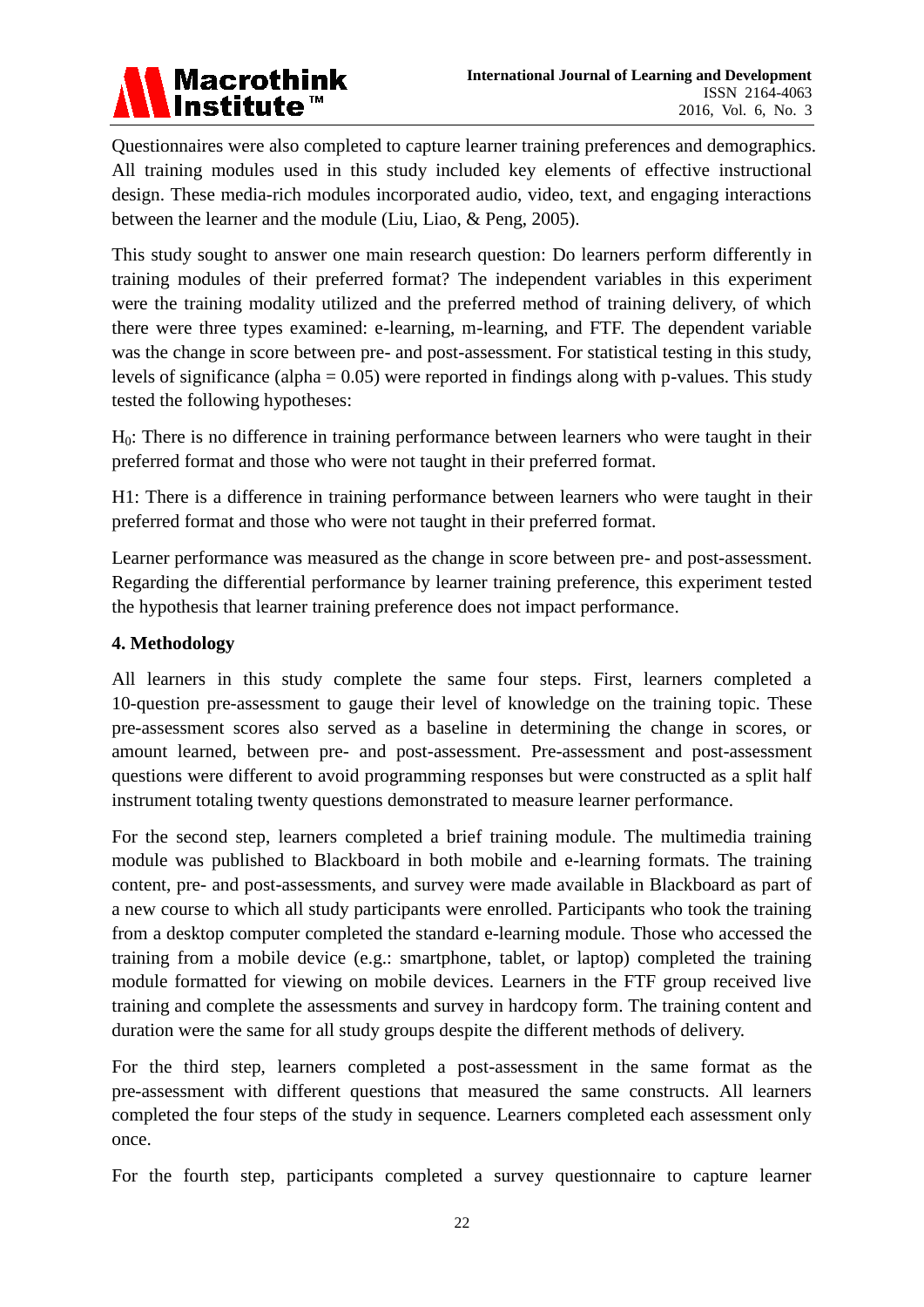Questionnaires were also completed to capture learner training preferences and demographics. All training modules used in this study included key elements of effective instructional design. These media-rich modules incorporated audio, video, text, and engaging interactions between the learner and the module (Liu, Liao, & Peng, 2005).

This study sought to answer one main research question: Do learners perform differently in training modules of their preferred format? The independent variables in this experiment were the training modality utilized and the preferred method of training delivery, of which there were three types examined: e-learning, m-learning, and FTF. The dependent variable was the change in score between pre- and post-assessment. For statistical testing in this study, levels of significance (alpha = 0.05) were reported in findings along with p-values. This study tested the following hypotheses:

$H_0$: There is no difference in training performance between learners who were taught in their preferred format and those who were not taught in their preferred format.

H1: There is a difference in training performance between learners who were taught in their preferred format and those who were not taught in their preferred format.

Learner performance was measured as the change in score between pre- and post-assessment. Regarding the differential performance by learner training preference, this experiment tested the hypothesis that learner training preference does not impact performance.

## 4. Methodology

All learners in this study complete the same four steps. First, learners completed a 10-question pre-assessment to gauge their level of knowledge on the training topic. These pre-assessment scores also served as a baseline in determining the change in scores, or amount learned, between pre- and post-assessment. Pre-assessment and post-assessment questions were different to avoid programming responses but were constructed as a split half instrument totaling twenty questions demonstrated to measure learner performance.

For the second step, learners completed a brief training module. The multimedia training module was published to Blackboard in both mobile and e-learning formats. The training content, pre- and post-assessments, and survey were made available in Blackboard as part of a new course to which all study participants were enrolled. Participants who took the training from a desktop computer completed the standard e-learning module. Those who accessed the training from a mobile device (e.g.: smartphone, tablet, or laptop) completed the training module formatted for viewing on mobile devices. Learners in the FTF group received live training and complete the assessments and survey in hardcopy form. The training content and duration were the same for all study groups despite the different methods of delivery.

For the third step, learners completed a post-assessment in the same format as the pre-assessment with different questions that measured the same constructs. All learners completed the four steps of the study in sequence. Learners completed each assessment only once.

For the fourth step, participants completed a survey questionnaire to capture learner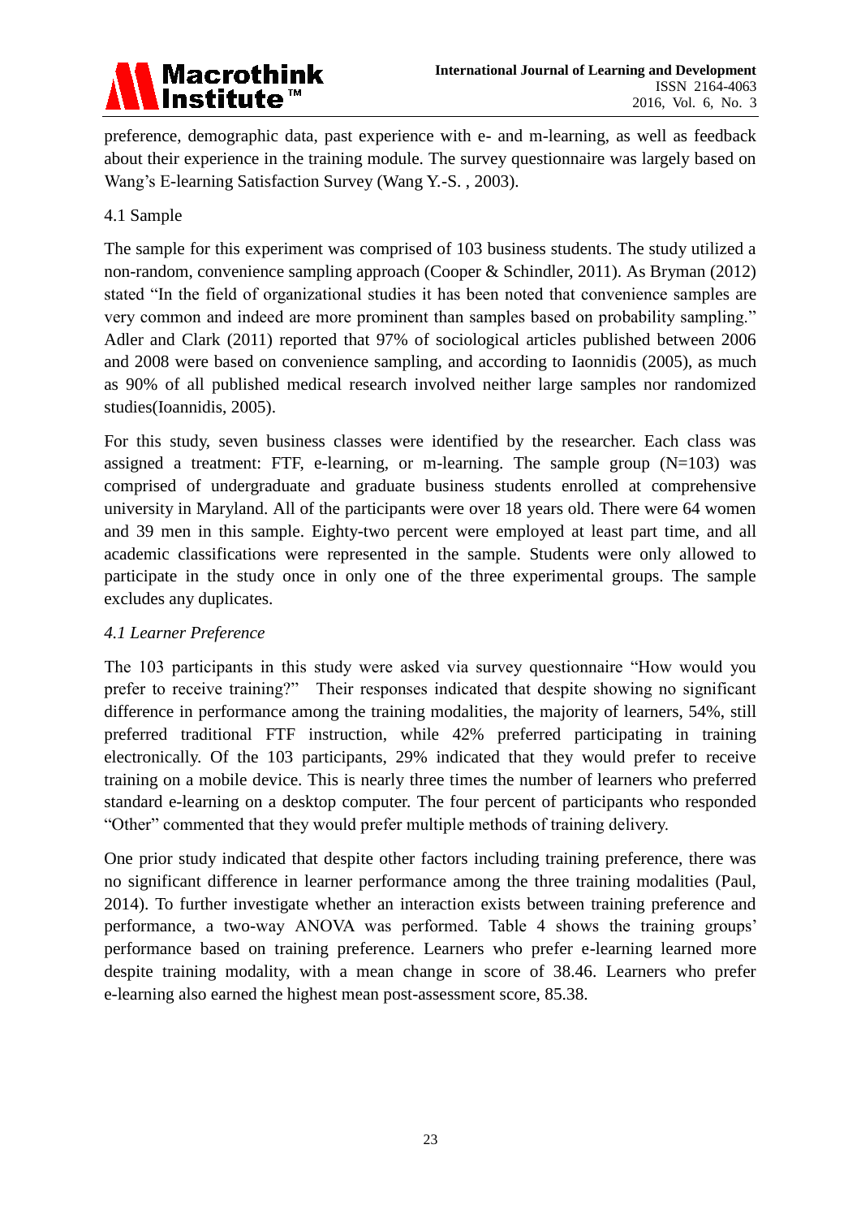preference, demographic data, past experience with e- and m-learning, as well as feedback about their experience in the training module. The survey questionnaire was largely based on Wang's E-learning Satisfaction Survey (Wang Y.-S. , 2003).

### 4.1 Sample

The sample for this experiment was comprised of 103 business students. The study utilized a non-random, convenience sampling approach (Cooper & Schindler, 2011). As Bryman (2012) stated "In the field of organizational studies it has been noted that convenience samples are very common and indeed are more prominent than samples based on probability sampling." Adler and Clark (2011) reported that 97% of sociological articles published between 2006 and 2008 were based on convenience sampling, and according to Iaonnidis (2005), as much as 90% of all published medical research involved neither large samples nor randomized studies(Ioannidis, 2005).

For this study, seven business classes were identified by the researcher. Each class was assigned a treatment: FTF, e-learning, or m-learning. The sample group (N=103) was comprised of undergraduate and graduate business students enrolled at comprehensive university in Maryland. All of the participants were over 18 years old. There were 64 women and 39 men in this sample. Eighty-two percent were employed at least part time, and all academic classifications were represented in the sample. Students were only allowed to participate in the study once in only one of the three experimental groups. The sample excludes any duplicates.

### *4.1 Learner Preference*

The 103 participants in this study were asked via survey questionnaire "How would you prefer to receive training?" Their responses indicated that despite showing no significant difference in performance among the training modalities, the majority of learners, 54%, still preferred traditional FTF instruction, while 42% preferred participating in training electronically. Of the 103 participants, 29% indicated that they would prefer to receive training on a mobile device. This is nearly three times the number of learners who preferred standard e-learning on a desktop computer. The four percent of participants who responded "Other" commented that they would prefer multiple methods of training delivery.

One prior study indicated that despite other factors including training preference, there was no significant difference in learner performance among the three training modalities (Paul, 2014). To further investigate whether an interaction exists between training preference and performance, a two-way ANOVA was performed. Table 4 shows the training groups' performance based on training preference. Learners who prefer e-learning learned more despite training modality, with a mean change in score of 38.46. Learners who prefer e-learning also earned the highest mean post-assessment score, 85.38.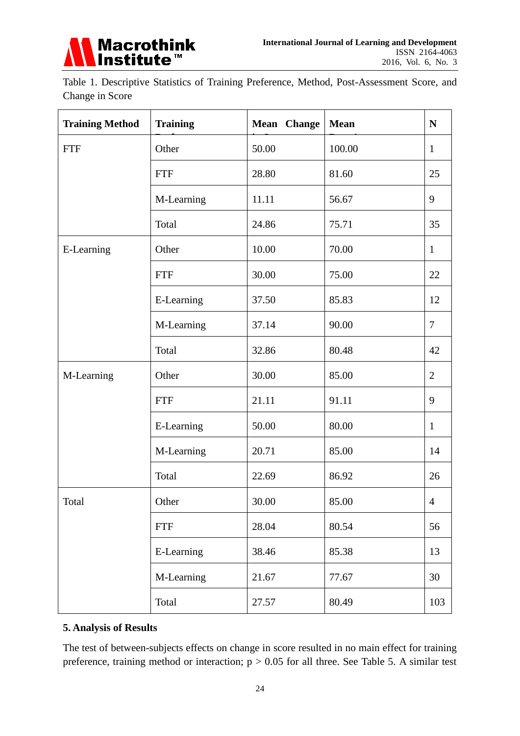Table 1. Descriptive Statistics of Training Preference, Method, Post-Assessment Score, and Change in Score

| **Training Method** | **Training Preference** | **Mean Change in Score** | **Mean Post-Assessment** | **N** |
|---|---|---|---|---|
| FTF | Other | 50.00 | 100.00 | 1 |
| | FTF | 28.80 | 81.60 | 25 |
| | M-Learning | 11.11 | 56.67 | 9 |
| | Total | 24.86 | 75.71 | 35 |
| E-Learning | Other | 10.00 | 70.00 | 1 |
| | FTF | 30.00 | 75.00 | 22 |
| | E-Learning | 37.50 | 85.83 | 12 |
| | M-Learning | 37.14 | 90.00 | 7 |
| | Total | 32.86 | 80.48 | 42 |
| M-Learning | Other | 30.00 | 85.00 | 2 |
| | FTF | 21.11 | 91.11 | 9 |
| | E-Learning | 50.00 | 80.00 | 1 |
| | M-Learning | 20.71 | 85.00 | 14 |
| | Total | 22.69 | 86.92 | 26 |
| Total | Other | 30.00 | 85.00 | 4 |
| | FTF | 28.04 | 80.54 | 56 |
| | E-Learning | 38.46 | 85.38 | 13 |
| | M-Learning | 21.67 | 77.67 | 30 |
| | Total | 27.57 | 80.49 | 103 |

## 5. Analysis of Results

The test of between-subjects effects on change in score resulted in no main effect for training preference, training method or interaction; $p > 0.05$ for all three. See Table 5. A similar test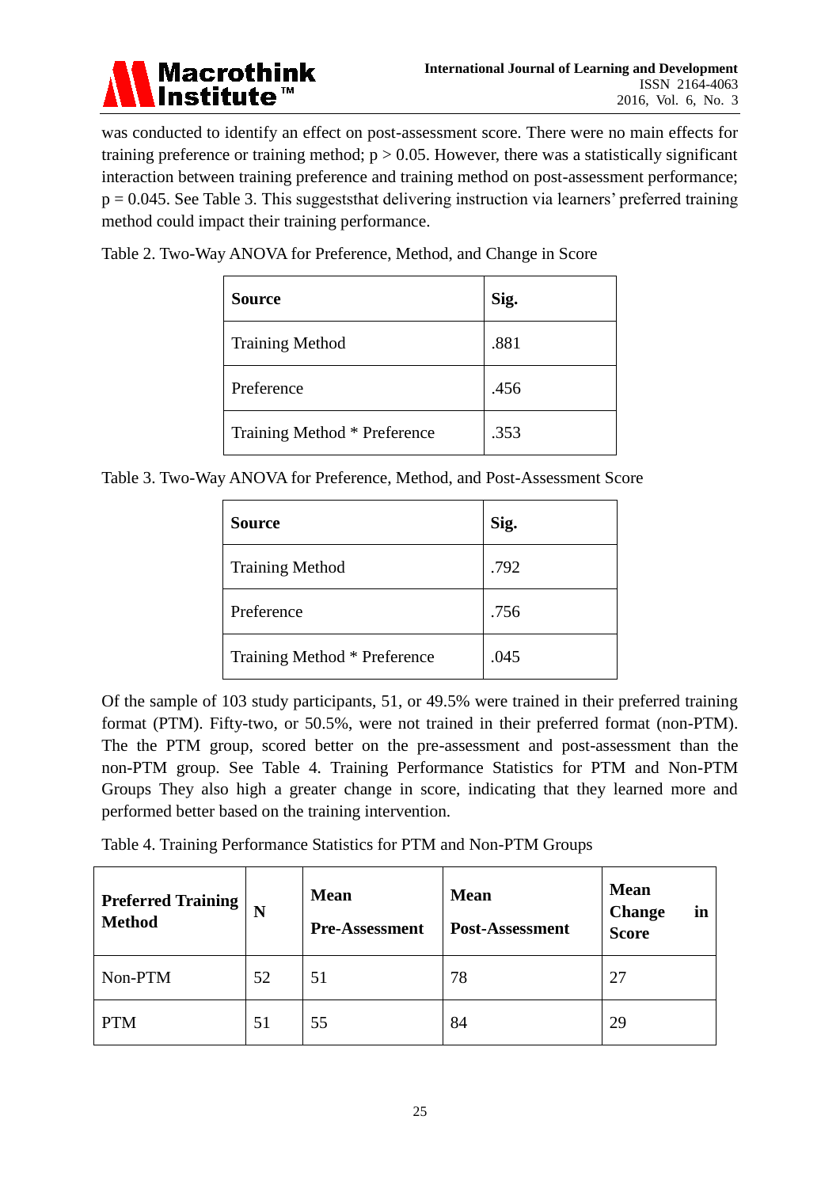was conducted to identify an effect on post-assessment score. There were no main effects for training preference or training method; $p > 0.05$. However, there was a statistically significant interaction between training preference and training method on post-assessment performance; $p = 0.045$. See Table 3. This suggeststhat delivering instruction via learners' preferred training method could impact their training performance.

Table 2. Two-Way ANOVA for Preference, Method, and Change in Score

| **Source** | **Sig.** |
|---|---|
| Training Method | .881 |
| Preference | .456 |
| Training Method * Preference | .353 |

Table 3. Two-Way ANOVA for Preference, Method, and Post-Assessment Score

| **Source** | **Sig.** |
|---|---|
| Training Method | .792 |
| Preference | .756 |
| Training Method * Preference | .045 |

Of the sample of 103 study participants, 51, or 49.5% were trained in their preferred training format (PTM). Fifty-two, or 50.5%, were not trained in their preferred format (non-PTM). The the PTM group, scored better on the pre-assessment and post-assessment than the non-PTM group. See Table 4. Training Performance Statistics for PTM and Non-PTM Groups They also high a greater change in score, indicating that they learned more and performed better based on the training intervention.

Table 4. Training Performance Statistics for PTM and Non-PTM Groups

| **Preferred Training Method** | **N** | **Mean Pre-Assessment** | **Mean Post-Assessment** | **Mean Change in Score** |
|---|---|---|---|---|
| Non-PTM | 52 | 51 | 78 | 27 |
| PTM | 51 | 55 | 84 | 29 |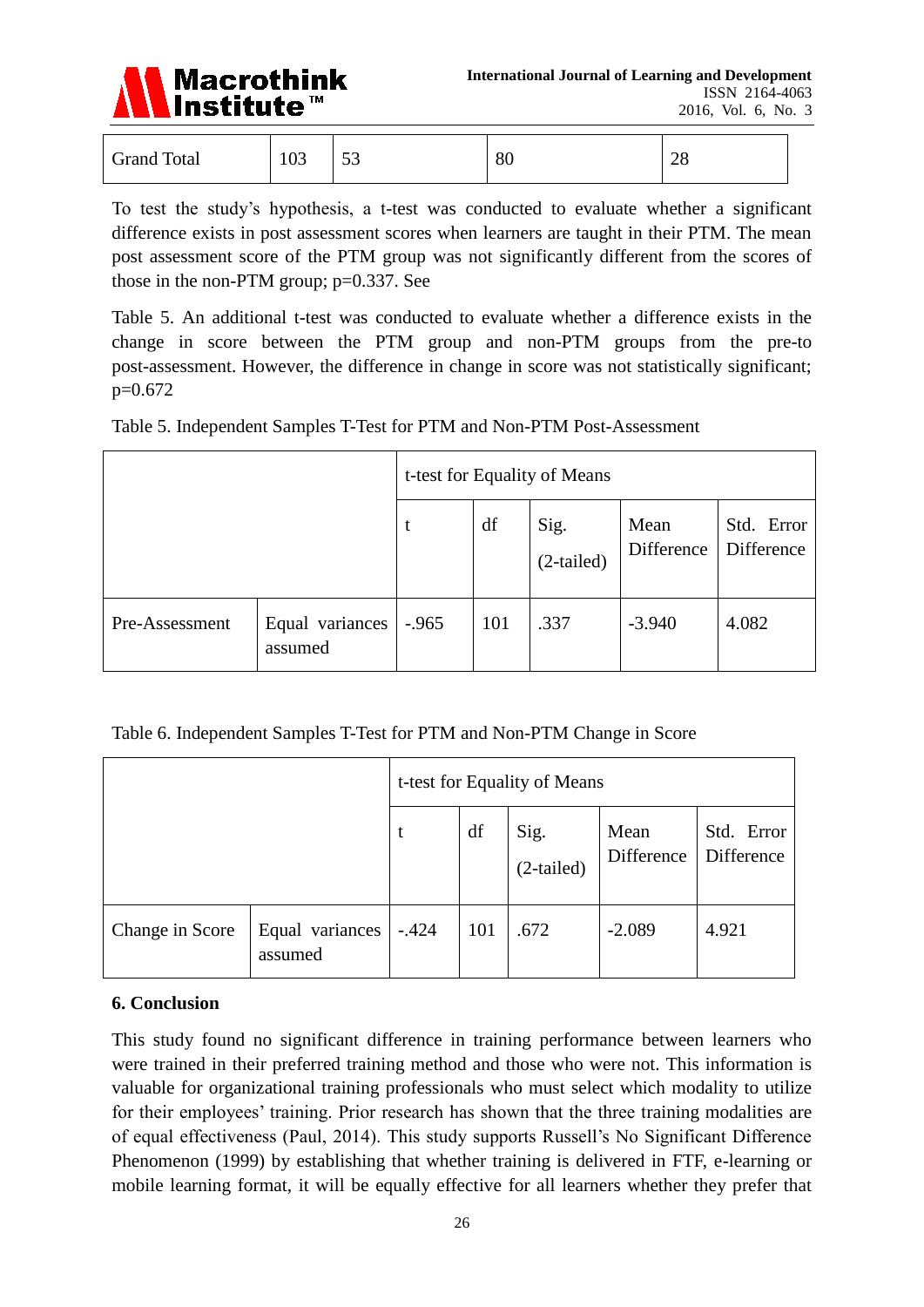| Grand Total | 103 | 53 | 80 | 28 |
|---|---|---|---|---|

To test the study's hypothesis, a t-test was conducted to evaluate whether a significant difference exists in post assessment scores when learners are taught in their PTM. The mean post assessment score of the PTM group was not significantly different from the scores of those in the non-PTM group; p=0.337. See

Table 5. An additional t-test was conducted to evaluate whether a difference exists in the change in score between the PTM group and non-PTM groups from the pre-to post-assessment. However, the difference in change in score was not statistically significant; p=0.672

Table 5. Independent Samples T-Test for PTM and Non-PTM Post-Assessment

| | | t-test for Equality of Means | | | | |
|---|---|---|---|---|---|---|
| | | t | df | Sig. (2-tailed) | Mean Difference | Std. Error Difference |
| Pre-Assessment | Equal variances assumed | -.965 | 101 | .337 | -3.940 | 4.082 |

Table 6. Independent Samples T-Test for PTM and Non-PTM Change in Score

| | | t-test for Equality of Means | | | | |
|---|---|---|---|---|---|---|
| | | t | df | Sig. (2-tailed) | Mean Difference | Std. Error Difference |
| Change in Score | Equal variances assumed | -.424 | 101 | .672 | -2.089 | 4.921 |

## 6. Conclusion

This study found no significant difference in training performance between learners who were trained in their preferred training method and those who were not. This information is valuable for organizational training professionals who must select which modality to utilize for their employees' training. Prior research has shown that the three training modalities are of equal effectiveness (Paul, 2014). This study supports Russell's No Significant Difference Phenomenon (1999) by establishing that whether training is delivered in FTF, e-learning or mobile learning format, it will be equally effective for all learners whether they prefer that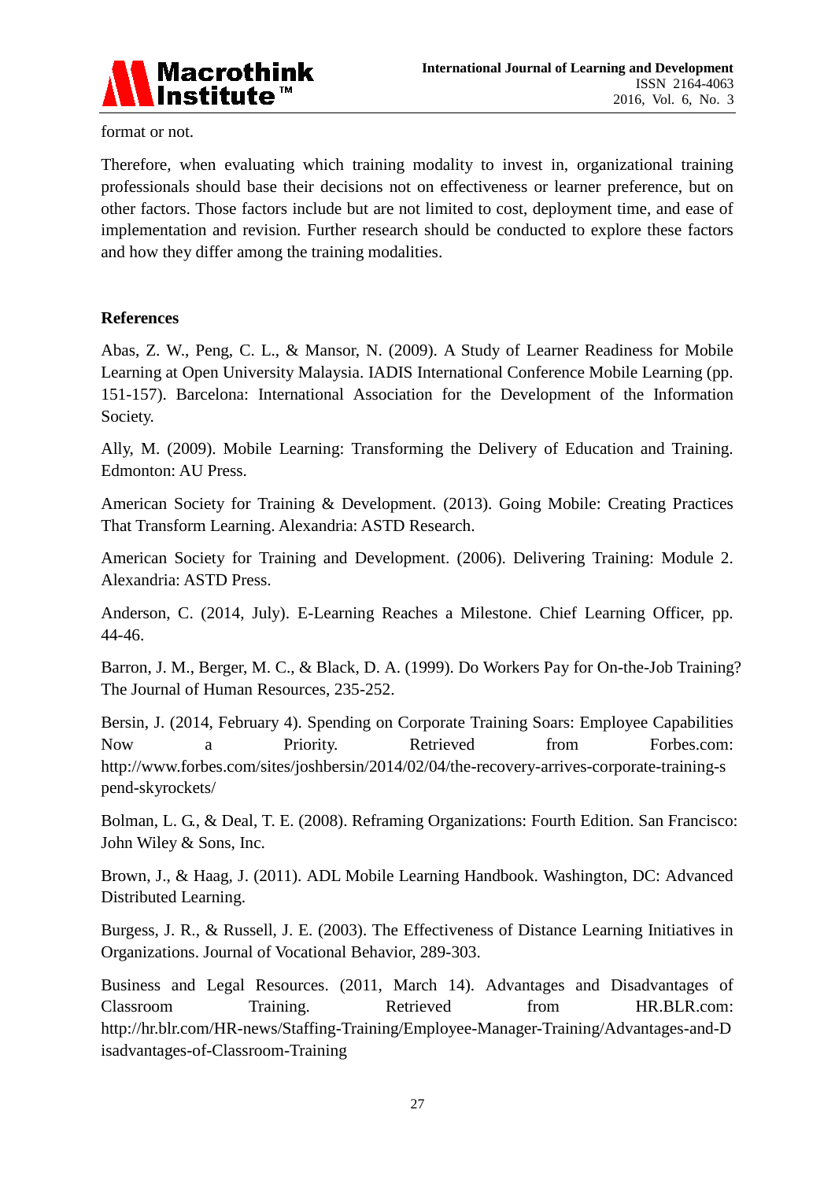format or not.

Therefore, when evaluating which training modality to invest in, organizational training professionals should base their decisions not on effectiveness or learner preference, but on other factors. Those factors include but are not limited to cost, deployment time, and ease of implementation and revision. Further research should be conducted to explore these factors and how they differ among the training modalities.

## References

Abas, Z. W., Peng, C. L., & Mansor, N. (2009). A Study of Learner Readiness for Mobile Learning at Open University Malaysia. IADIS International Conference Mobile Learning (pp. 151-157). Barcelona: International Association for the Development of the Information Society.

Ally, M. (2009). Mobile Learning: Transforming the Delivery of Education and Training. Edmonton: AU Press.

American Society for Training & Development. (2013). Going Mobile: Creating Practices That Transform Learning. Alexandria: ASTD Research.

American Society for Training and Development. (2006). Delivering Training: Module 2. Alexandria: ASTD Press.

Anderson, C. (2014, July). E-Learning Reaches a Milestone. Chief Learning Officer, pp. 44-46.

Barron, J. M., Berger, M. C., & Black, D. A. (1999). Do Workers Pay for On-the-Job Training? The Journal of Human Resources, 235-252.

Bersin, J. (2014, February 4). Spending on Corporate Training Soars: Employee Capabilities Now a Priority. Retrieved from Forbes.com: http://www.forbes.com/sites/joshbersin/2014/02/04/the-recovery-arrives-corporate-training-spend-skyrockets/

Bolman, L. G., & Deal, T. E. (2008). Reframing Organizations: Fourth Edition. San Francisco: John Wiley & Sons, Inc.

Brown, J., & Haag, J. (2011). ADL Mobile Learning Handbook. Washington, DC: Advanced Distributed Learning.

Burgess, J. R., & Russell, J. E. (2003). The Effectiveness of Distance Learning Initiatives in Organizations. Journal of Vocational Behavior, 289-303.

Business and Legal Resources. (2011, March 14). Advantages and Disadvantages of Classroom Training. Retrieved from HR.BLR.com: http://hr.blr.com/HR-news/Staffing-Training/Employee-Manager-Training/Advantages-and-Disadvantages-of-Classroom-Training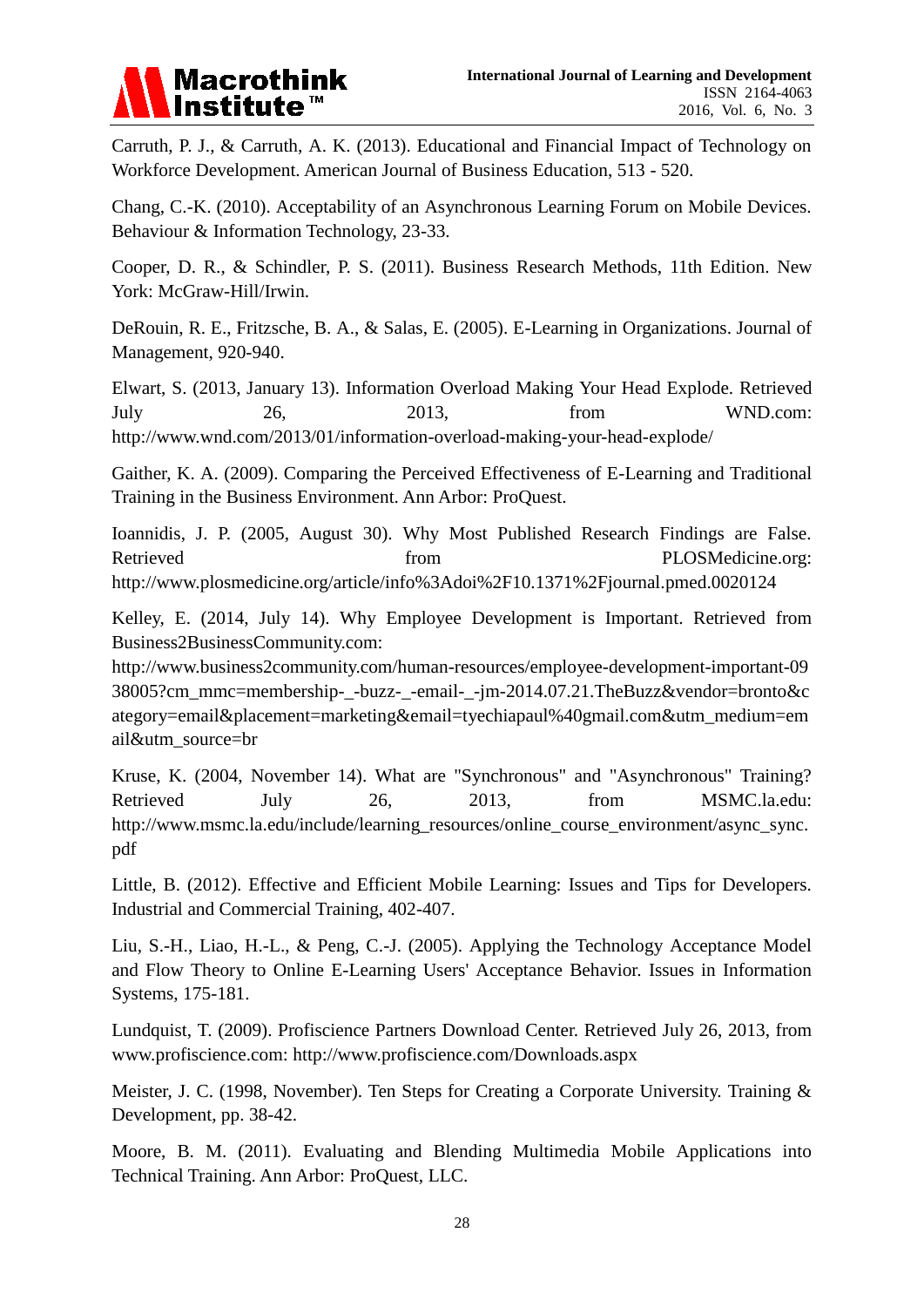Carruth, P. J., & Carruth, A. K. (2013). Educational and Financial Impact of Technology on Workforce Development. American Journal of Business Education, 513 - 520.

Chang, C.-K. (2010). Acceptability of an Asynchronous Learning Forum on Mobile Devices. Behaviour & Information Technology, 23-33.

Cooper, D. R., & Schindler, P. S. (2011). Business Research Methods, 11th Edition. New York: McGraw-Hill/Irwin.

DeRouin, R. E., Fritzsche, B. A., & Salas, E. (2005). E-Learning in Organizations. Journal of Management, 920-940.

Elwart, S. (2013, January 13). Information Overload Making Your Head Explode. Retrieved July 26, 2013, from WND.com: http://www.wnd.com/2013/01/information-overload-making-your-head-explode/

Gaither, K. A. (2009). Comparing the Perceived Effectiveness of E-Learning and Traditional Training in the Business Environment. Ann Arbor: ProQuest.

Ioannidis, J. P. (2005, August 30). Why Most Published Research Findings are False. Retrieved from PLOSMedicine.org: http://www.plosmedicine.org/article/info%3Adoi%2F10.1371%2Fjournal.pmed.0020124

Kelley, E. (2014, July 14). Why Employee Development is Important. Retrieved from Business2BusinessCommunity.com: http://www.business2community.com/human-resources/employee-development-important-0938005?cm_mmc=membership-_-buzz-_-email-_-jm-2014.07.21.TheBuzz&vendor=bronto&category=email&placement=marketing&email=tyechiapaul%40gmail.com&utm_medium=email&utm_source=br

Kruse, K. (2004, November 14). What are "Synchronous" and "Asynchronous" Training? Retrieved July 26, 2013, from MSMC.la.edu: http://www.msmc.la.edu/include/learning_resources/online_course_environment/async_sync.pdf

Little, B. (2012). Effective and Efficient Mobile Learning: Issues and Tips for Developers. Industrial and Commercial Training, 402-407.

Liu, S.-H., Liao, H.-L., & Peng, C.-J. (2005). Applying the Technology Acceptance Model and Flow Theory to Online E-Learning Users' Acceptance Behavior. Issues in Information Systems, 175-181.

Lundquist, T. (2009). Profiscience Partners Download Center. Retrieved July 26, 2013, from www.profiscience.com: http://www.profiscience.com/Downloads.aspx

Meister, J. C. (1998, November). Ten Steps for Creating a Corporate University. Training & Development, pp. 38-42.

Moore, B. M. (2011). Evaluating and Blending Multimedia Mobile Applications into Technical Training. Ann Arbor: ProQuest, LLC.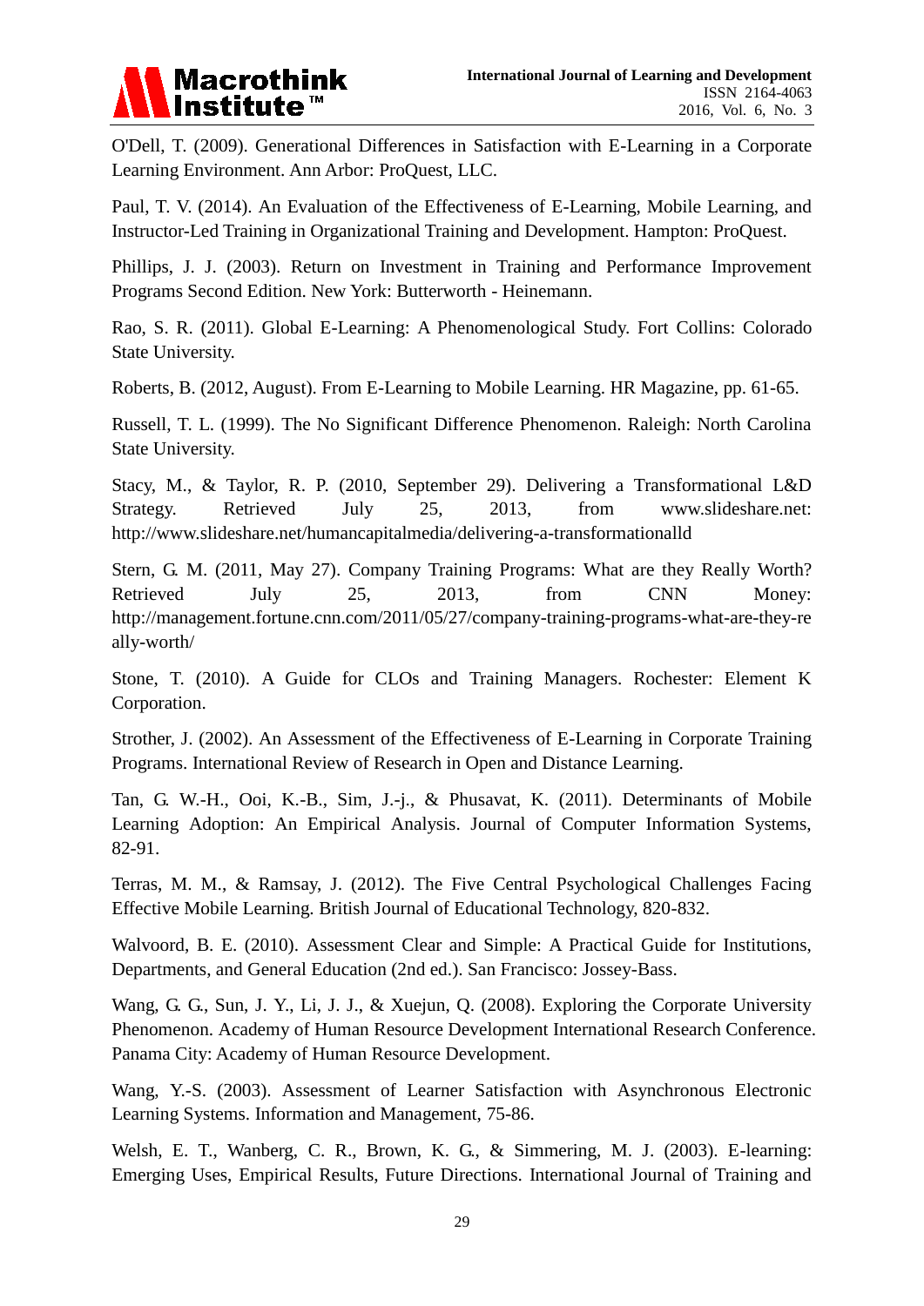O'Dell, T. (2009). Generational Differences in Satisfaction with E-Learning in a Corporate Learning Environment. Ann Arbor: ProQuest, LLC.

Paul, T. V. (2014). An Evaluation of the Effectiveness of E-Learning, Mobile Learning, and Instructor-Led Training in Organizational Training and Development. Hampton: ProQuest.

Phillips, J. J. (2003). Return on Investment in Training and Performance Improvement Programs Second Edition. New York: Butterworth - Heinemann.

Rao, S. R. (2011). Global E-Learning: A Phenomenological Study. Fort Collins: Colorado State University.

Roberts, B. (2012, August). From E-Learning to Mobile Learning. HR Magazine, pp. 61-65.

Russell, T. L. (1999). The No Significant Difference Phenomenon. Raleigh: North Carolina State University.

Stacy, M., & Taylor, R. P. (2010, September 29). Delivering a Transformational L&D Strategy. Retrieved July 25, 2013, from www.slideshare.net: http://www.slideshare.net/humancapitalmedia/delivering-a-transformationalld

Stern, G. M. (2011, May 27). Company Training Programs: What are they Really Worth? Retrieved July 25, 2013, from CNN Money: http://management.fortune.cnn.com/2011/05/27/company-training-programs-what-are-they-really-worth/

Stone, T. (2010). A Guide for CLOs and Training Managers. Rochester: Element K Corporation.

Strother, J. (2002). An Assessment of the Effectiveness of E-Learning in Corporate Training Programs. International Review of Research in Open and Distance Learning.

Tan, G. W.-H., Ooi, K.-B., Sim, J.-j., & Phusavat, K. (2011). Determinants of Mobile Learning Adoption: An Empirical Analysis. Journal of Computer Information Systems, 82-91.

Terras, M. M., & Ramsay, J. (2012). The Five Central Psychological Challenges Facing Effective Mobile Learning. British Journal of Educational Technology, 820-832.

Walvoord, B. E. (2010). Assessment Clear and Simple: A Practical Guide for Institutions, Departments, and General Education (2nd ed.). San Francisco: Jossey-Bass.

Wang, G. G., Sun, J. Y., Li, J. J., & Xuejun, Q. (2008). Exploring the Corporate University Phenomenon. Academy of Human Resource Development International Research Conference. Panama City: Academy of Human Resource Development.

Wang, Y.-S. (2003). Assessment of Learner Satisfaction with Asynchronous Electronic Learning Systems. Information and Management, 75-86.

Welsh, E. T., Wanberg, C. R., Brown, K. G., & Simmering, M. J. (2003). E-learning: Emerging Uses, Empirical Results, Future Directions. International Journal of Training and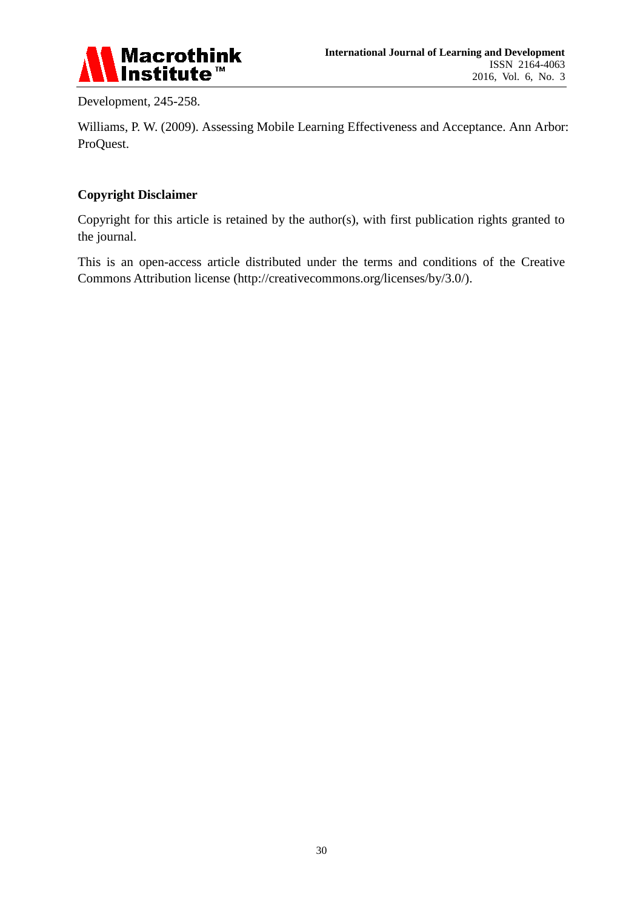Development, 245-258.

Williams, P. W. (2009). Assessing Mobile Learning Effectiveness and Acceptance. Ann Arbor: ProQuest.

## Copyright Disclaimer

Copyright for this article is retained by the author(s), with first publication rights granted to the journal.

This is an open-access article distributed under the terms and conditions of the Creative Commons Attribution license (http://creativecommons.org/licenses/by/3.0/).